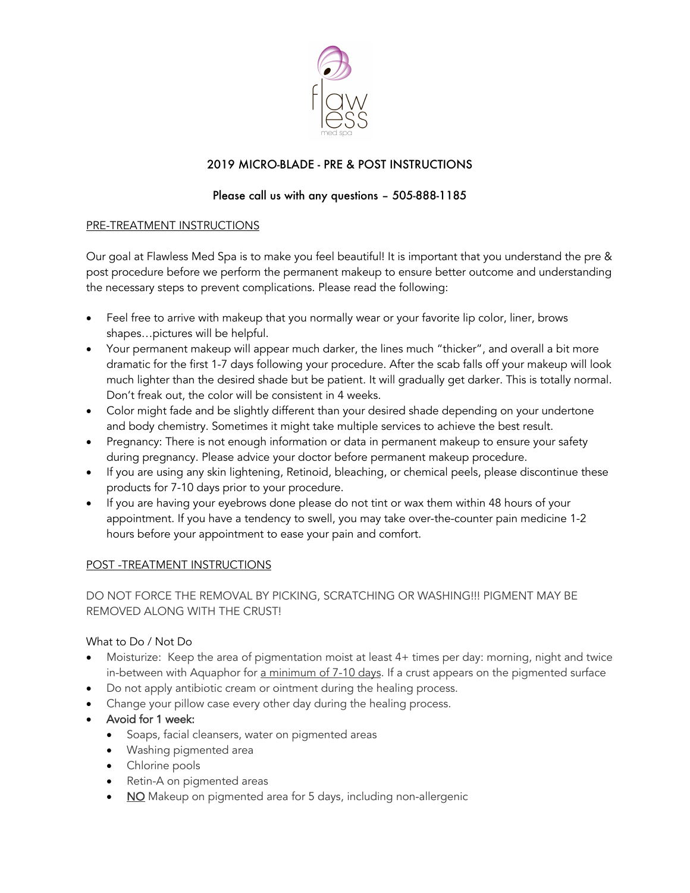flawless
med spa

## 2019 MICRO-BLADE - PRE & POST INSTRUCTIONS

### Please call us with any questions – 505-888-1185

PRE-TREATMENT INSTRUCTIONS

Our goal at Flawless Med Spa is to make you feel beautiful! It is important that you understand the pre & post procedure before we perform the permanent makeup to ensure better outcome and understanding the necessary steps to prevent complications. Please read the following:

- Feel free to arrive with makeup that you normally wear or your favorite lip color, liner, brows shapes…pictures will be helpful.
- Your permanent makeup will appear much darker, the lines much "thicker", and overall a bit more dramatic for the first 1-7 days following your procedure. After the scab falls off your makeup will look much lighter than the desired shade but be patient. It will gradually get darker. This is totally normal. Don't freak out, the color will be consistent in 4 weeks.
- Color might fade and be slightly different than your desired shade depending on your undertone and body chemistry. Sometimes it might take multiple services to achieve the best result.
- Pregnancy: There is not enough information or data in permanent makeup to ensure your safety during pregnancy. Please advice your doctor before permanent makeup procedure.
- If you are using any skin lightening, Retinoid, bleaching, or chemical peels, please discontinue these products for 7-10 days prior to your procedure.
- If you are having your eyebrows done please do not tint or wax them within 48 hours of your appointment. If you have a tendency to swell, you may take over-the-counter pain medicine 1-2 hours before your appointment to ease your pain and comfort.

POST -TREATMENT INSTRUCTIONS

DO NOT FORCE THE REMOVAL BY PICKING, SCRATCHING OR WASHING!!! PIGMENT MAY BE REMOVED ALONG WITH THE CRUST!

What to Do / Not Do

- Moisturize: Keep the area of pigmentation moist at least 4+ times per day: morning, night and twice in-between with Aquaphor for a minimum of 7-10 days. If a crust appears on the pigmented surface
- Do not apply antibiotic cream or ointment during the healing process.
- Change your pillow case every other day during the healing process.
- Avoid for 1 week:
  - Soaps, facial cleansers, water on pigmented areas
  - Washing pigmented area
  - Chlorine pools
  - Retin-A on pigmented areas
  - NO Makeup on pigmented area for 5 days, including non-allergenic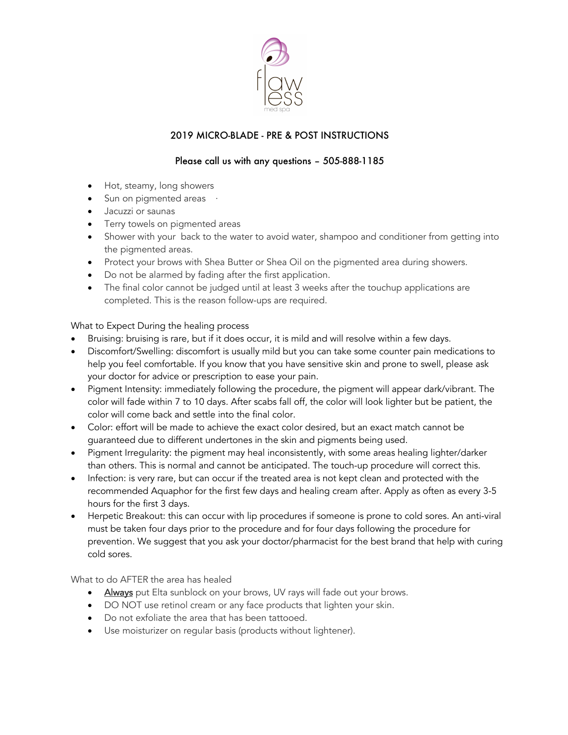flaw less
med spa

## 2019 MICRO-BLADE - PRE & POST INSTRUCTIONS

### Please call us with any questions – 505-888-1185

- Hot, steamy, long showers
- Sun on pigmented areas
- Jacuzzi or saunas
- Terry towels on pigmented areas
- Shower with your back to the water to avoid water, shampoo and conditioner from getting into the pigmented areas.
- Protect your brows with Shea Butter or Shea Oil on the pigmented area during showers.
- Do not be alarmed by fading after the first application.
- The final color cannot be judged until at least 3 weeks after the touchup applications are completed. This is the reason follow-ups are required.

What to Expect During the healing process

- Bruising: bruising is rare, but if it does occur, it is mild and will resolve within a few days.
- Discomfort/Swelling: discomfort is usually mild but you can take some counter pain medications to help you feel comfortable. If you know that you have sensitive skin and prone to swell, please ask your doctor for advice or prescription to ease your pain.
- Pigment Intensity: immediately following the procedure, the pigment will appear dark/vibrant. The color will fade within 7 to 10 days. After scabs fall off, the color will look lighter but be patient, the color will come back and settle into the final color.
- Color: effort will be made to achieve the exact color desired, but an exact match cannot be guaranteed due to different undertones in the skin and pigments being used.
- Pigment Irregularity: the pigment may heal inconsistently, with some areas healing lighter/darker than others. This is normal and cannot be anticipated. The touch-up procedure will correct this.
- Infection: is very rare, but can occur if the treated area is not kept clean and protected with the recommended Aquaphor for the first few days and healing cream after. Apply as often as every 3-5 hours for the first 3 days.
- Herpetic Breakout: this can occur with lip procedures if someone is prone to cold sores. An anti-viral must be taken four days prior to the procedure and for four days following the procedure for prevention. We suggest that you ask your doctor/pharmacist for the best brand that help with curing cold sores.

What to do AFTER the area has healed

- <u>Always</u> put Elta sunblock on your brows, UV rays will fade out your brows.
- DO NOT use retinol cream or any face products that lighten your skin.
- Do not exfoliate the area that has been tattooed.
- Use moisturizer on regular basis (products without lightener).